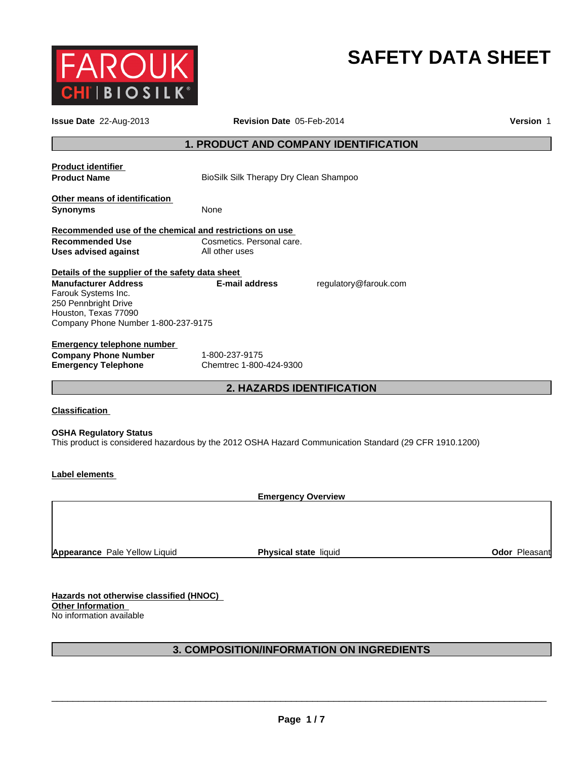FAROUK CHI | BIOSILK®

# SAFETY DATA SHEET

**Issue Date** 22-Aug-2013 **Revision Date** 05-Feb-2014 **Version** 1

## 1. PRODUCT AND COMPANY IDENTIFICATION

**Product identifier**

**Product Name** BioSilk Silk Therapy Dry Clean Shampoo

**Other means of identification**

**Synonyms** None

**Recommended use of the chemical and restrictions on use**

**Recommended Use** Cosmetics. Personal care.
**Uses advised against** All other uses

**Details of the supplier of the safety data sheet**

**Manufacturer Address**
Farouk Systems Inc.
250 Pennbright Drive
Houston, Texas 77090
Company Phone Number 1-800-237-9175

**E-mail address** regulatory@farouk.com

**Emergency telephone number**

**Company Phone Number** 1-800-237-9175
**Emergency Telephone** Chemtrec 1-800-424-9300

## 2. HAZARDS IDENTIFICATION

**Classification**

**OSHA Regulatory Status**
This product is considered hazardous by the 2012 OSHA Hazard Communication Standard (29 CFR 1910.1200)

**Label elements**

**Emergency Overview**

**Appearance** Pale Yellow Liquid **Physical state** liquid **Odor** Pleasant

**Hazards not otherwise classified (HNOC)**

**Other Information**
No information available

## 3. COMPOSITION/INFORMATION ON INGREDIENTS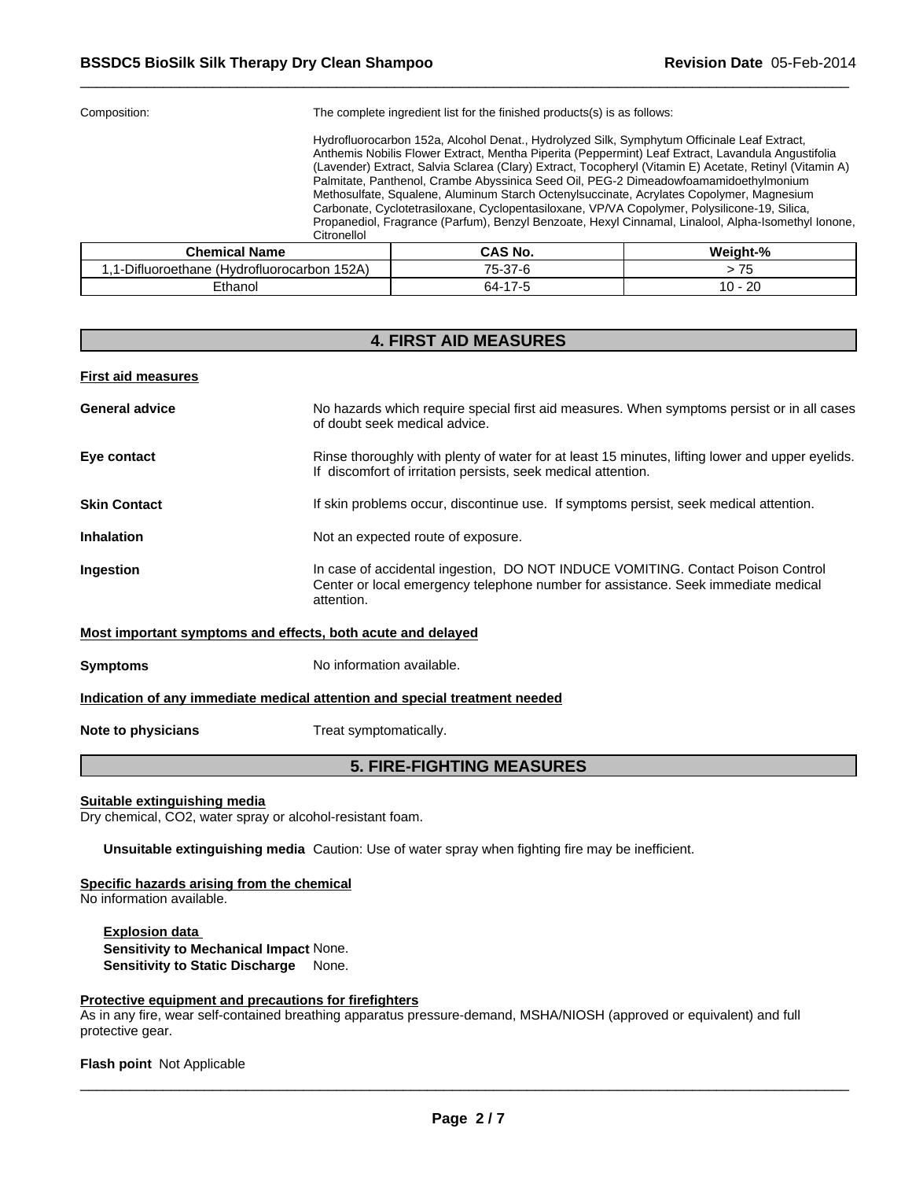Composition: The complete ingredient list for the finished products(s) is as follows:

Hydrofluorocarbon 152a, Alcohol Denat., Hydrolyzed Silk, Symphytum Officinale Leaf Extract, Anthemis Nobilis Flower Extract, Mentha Piperita (Peppermint) Leaf Extract, Lavandula Angustifolia (Lavender) Extract, Salvia Sclarea (Clary) Extract, Tocopheryl (Vitamin E) Acetate, Retinyl (Vitamin A) Palmitate, Panthenol, Crambe Abyssinica Seed Oil, PEG-2 Dimeadowfoamamidoethylmonium Methosulfate, Squalene, Aluminum Starch Octenylsuccinate, Acrylates Copolymer, Magnesium Carbonate, Cyclotetrasiloxane, Cyclopentasiloxane, VP/VA Copolymer, Polysilicone-19, Silica, Propanediol, Fragrance (Parfum), Benzyl Benzoate, Hexyl Cinnamal, Linalool, Alpha-Isomethyl Ionone, Citronellol

| Chemical Name | CAS No. | Weight-% |
|---|---|---|
| 1,1-Difluoroethane (Hydrofluorocarbon 152A) | 75-37-6 | > 75 |
| Ethanol | 64-17-5 | 10 - 20 |

## 4. FIRST AID MEASURES

**First aid measures**

**General advice** No hazards which require special first aid measures. When symptoms persist or in all cases of doubt seek medical advice.

**Eye contact** Rinse thoroughly with plenty of water for at least 15 minutes, lifting lower and upper eyelids. If discomfort of irritation persists, seek medical attention.

**Skin Contact** If skin problems occur, discontinue use. If symptoms persist, seek medical attention.

**Inhalation** Not an expected route of exposure.

**Ingestion** In case of accidental ingestion, DO NOT INDUCE VOMITING. Contact Poison Control Center or local emergency telephone number for assistance. Seek immediate medical attention.

**Most important symptoms and effects, both acute and delayed**

**Symptoms** No information available.

**Indication of any immediate medical attention and special treatment needed**

**Note to physicians** Treat symptomatically.

## 5. FIRE-FIGHTING MEASURES

**Suitable extinguishing media**
Dry chemical, $CO_2$, water spray or alcohol-resistant foam.

**Unsuitable extinguishing media** Caution: Use of water spray when fighting fire may be inefficient.

**Specific hazards arising from the chemical**
No information available.

**Explosion data**
**Sensitivity to Mechanical Impact** None.
**Sensitivity to Static Discharge** None.

**Protective equipment and precautions for firefighters**
As in any fire, wear self-contained breathing apparatus pressure-demand, MSHA/NIOSH (approved or equivalent) and full protective gear.

**Flash point** Not Applicable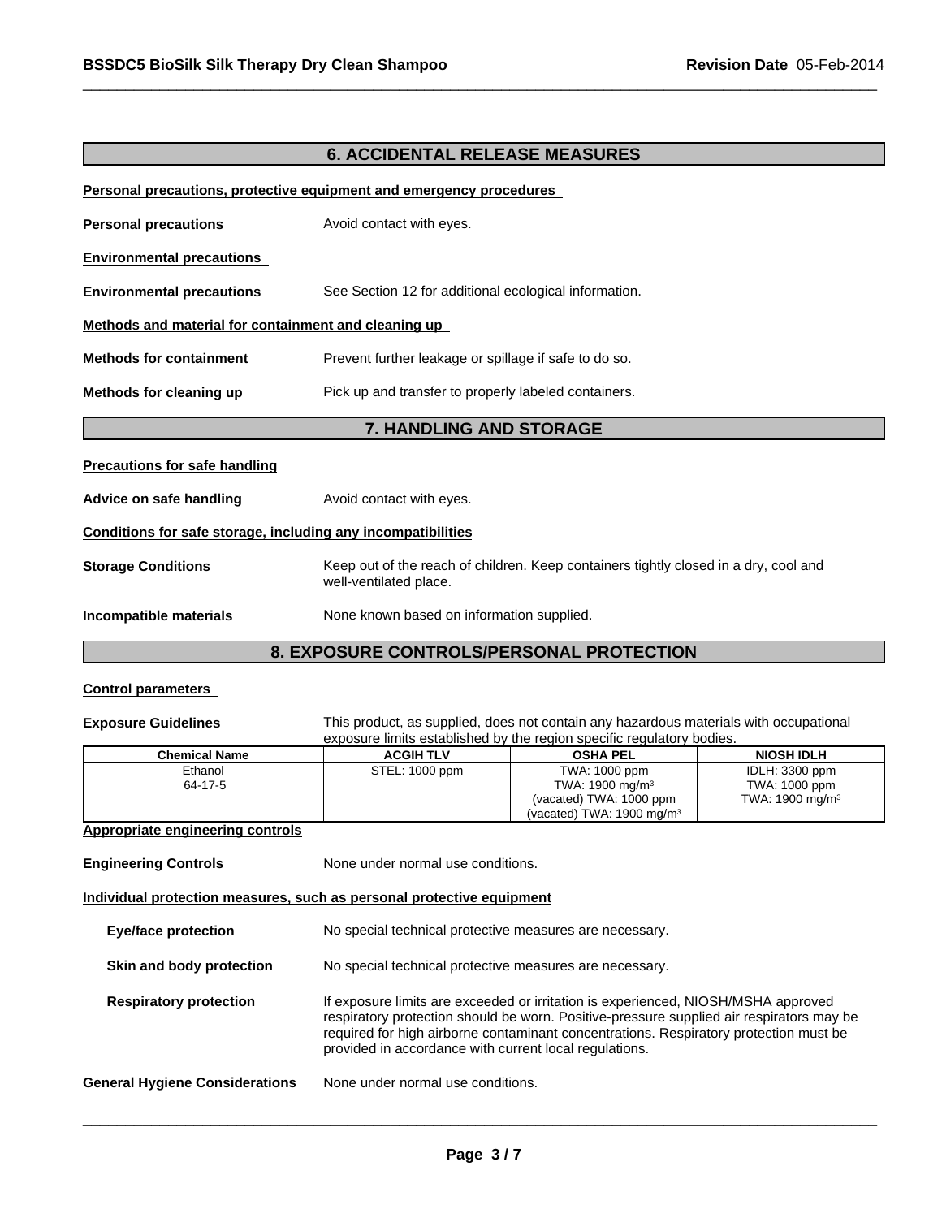## 6. ACCIDENTAL RELEASE MEASURES

**Personal precautions, protective equipment and emergency procedures**

**Personal precautions** Avoid contact with eyes.

**Environmental precautions**

**Environmental precautions** See Section 12 for additional ecological information.

**Methods and material for containment and cleaning up**

**Methods for containment** Prevent further leakage or spillage if safe to do so.

**Methods for cleaning up** Pick up and transfer to properly labeled containers.

## 7. HANDLING AND STORAGE

**Precautions for safe handling**

**Advice on safe handling** Avoid contact with eyes.

**Conditions for safe storage, including any incompatibilities**

**Storage Conditions** Keep out of the reach of children. Keep containers tightly closed in a dry, cool and well-ventilated place.

**Incompatible materials** None known based on information supplied.

## 8. EXPOSURE CONTROLS/PERSONAL PROTECTION

**Control parameters**

**Exposure Guidelines** This product, as supplied, does not contain any hazardous materials with occupational exposure limits established by the region specific regulatory bodies.

| Chemical Name | ACGIH TLV | OSHA PEL | NIOSH IDLH |
|---|---|---|---|
| Ethanol<br>64-17-5 | STEL: 1000 ppm | TWA: 1000 ppm<br>TWA: 1900 mg/m$^3$<br>(vacated) TWA: 1000 ppm<br>(vacated) TWA: 1900 mg/m$^3$ | IDLH: 3300 ppm<br>TWA: 1000 ppm<br>TWA: 1900 mg/m$^3$ |

**Appropriate engineering controls**

**Engineering Controls** None under normal use conditions.

**Individual protection measures, such as personal protective equipment**

**Eye/face protection** No special technical protective measures are necessary.

**Skin and body protection** No special technical protective measures are necessary.

**Respiratory protection** If exposure limits are exceeded or irritation is experienced, NIOSH/MSHA approved respiratory protection should be worn. Positive-pressure supplied air respirators may be required for high airborne contaminant concentrations. Respiratory protection must be provided in accordance with current local regulations.

**General Hygiene Considerations** None under normal use conditions.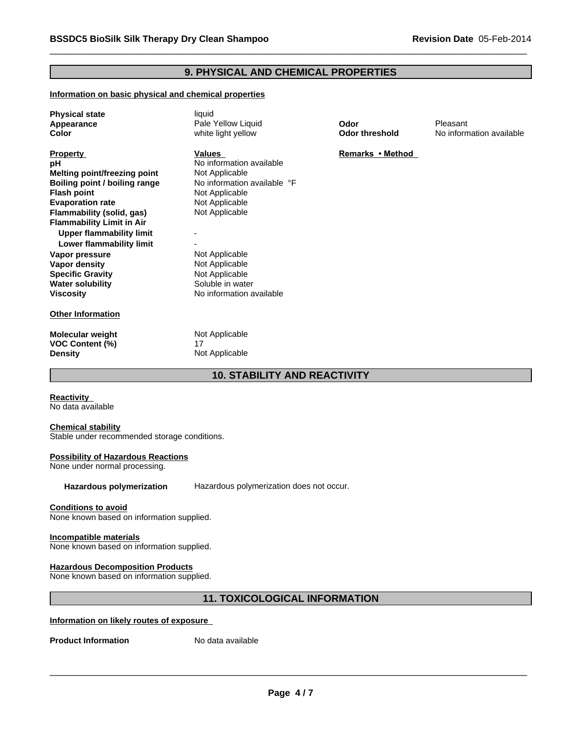## 9. PHYSICAL AND CHEMICAL PROPERTIES

**Information on basic physical and chemical properties**

| | | | |
|---|---|---|---|
| **Physical state** | liquid | | |
| **Appearance** | Pale Yellow Liquid | **Odor** | Pleasant |
| **Color** | white light yellow | **Odor threshold** | No information available |

| **Property** | **Values** | **Remarks • Method** |
|---|---|---|
| **pH** | No information available | |
| **Melting point/freezing point** | Not Applicable | |
| **Boiling point / boiling range** | No information available °F | |
| **Flash point** | Not Applicable | |
| **Evaporation rate** | Not Applicable | |
| **Flammability (solid, gas)** | Not Applicable | |
| **Flammability Limit in Air** | | |
| **Upper flammability limit** | - | |
| **Lower flammability limit** | - | |
| **Vapor pressure** | Not Applicable | |
| **Vapor density** | Not Applicable | |
| **Specific Gravity** | Not Applicable | |
| **Water solubility** | Soluble in water | |
| **Viscosity** | No information available | |

**Other Information**

| | |
|---|---|
| **Molecular weight** | Not Applicable |
| **VOC Content (%)** | 17 |
| **Density** | Not Applicable |

## 10. STABILITY AND REACTIVITY

**Reactivity**
No data available

**Chemical stability**
Stable under recommended storage conditions.

**Possibility of Hazardous Reactions**
None under normal processing.

**Hazardous polymerization** Hazardous polymerization does not occur.

**Conditions to avoid**
None known based on information supplied.

**Incompatible materials**
None known based on information supplied.

**Hazardous Decomposition Products**
None known based on information supplied.

## 11. TOXICOLOGICAL INFORMATION

**Information on likely routes of exposure**

**Product Information** No data available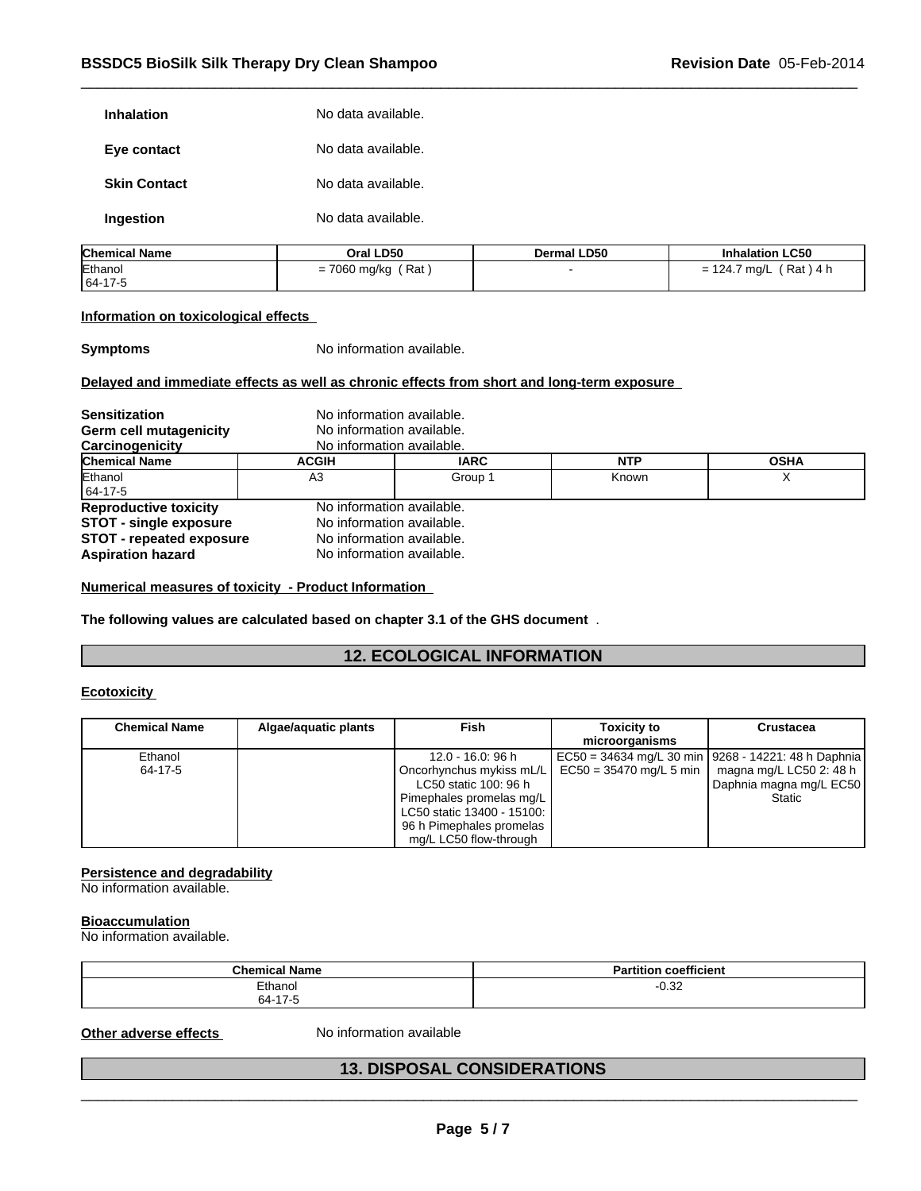**Inhalation** No data available.

**Eye contact** No data available.

**Skin Contact** No data available.

**Ingestion** No data available.

| Chemical Name | Oral LD50 | Dermal LD50 | Inhalation LC50 |
|---|---|---|---|
| Ethanol 64-17-5 | = 7060 mg/kg ( Rat ) | - | = 124.7 mg/L ( Rat ) 4 h |

**Information on toxicological effects**

**Symptoms** No information available.

**Delayed and immediate effects as well as chronic effects from short and long-term exposure**

**Sensitization** No information available.
**Germ cell mutagenicity** No information available.
**Carcinogenicity** No information available.

| Chemical Name | ACGIH | IARC | NTP | OSHA |
|---|---|---|---|---|
| Ethanol 64-17-5 | A3 | Group 1 | Known | X |

**Reproductive toxicity** No information available.
**STOT - single exposure** No information available.
**STOT - repeated exposure** No information available.
**Aspiration hazard** No information available.

**Numerical measures of toxicity - Product Information**

**The following values are calculated based on chapter 3.1 of the GHS document** .

## 12. ECOLOGICAL INFORMATION

**Ecotoxicity**

| Chemical Name | Algae/aquatic plants | Fish | Toxicity to microorganisms | Crustacea |
|---|---|---|---|---|
| Ethanol 64-17-5 | | 12.0 - 16.0: 96 h Oncorhynchus mykiss mL/L LC50 static 100: 96 h Pimephales promelas mg/L LC50 static 13400 - 15100: 96 h Pimephales promelas mg/L LC50 flow-through | EC50 = 34634 mg/L 30 min EC50 = 35470 mg/L 5 min | 9268 - 14221: 48 h Daphnia magna mg/L LC50 2: 48 h Daphnia magna mg/L EC50 Static |

**Persistence and degradability**
No information available.

**Bioaccumulation**
No information available.

| Chemical Name | Partition coefficient |
|---|---|
| Ethanol 64-17-5 | -0.32 |

**Other adverse effects** No information available

## 13. DISPOSAL CONSIDERATIONS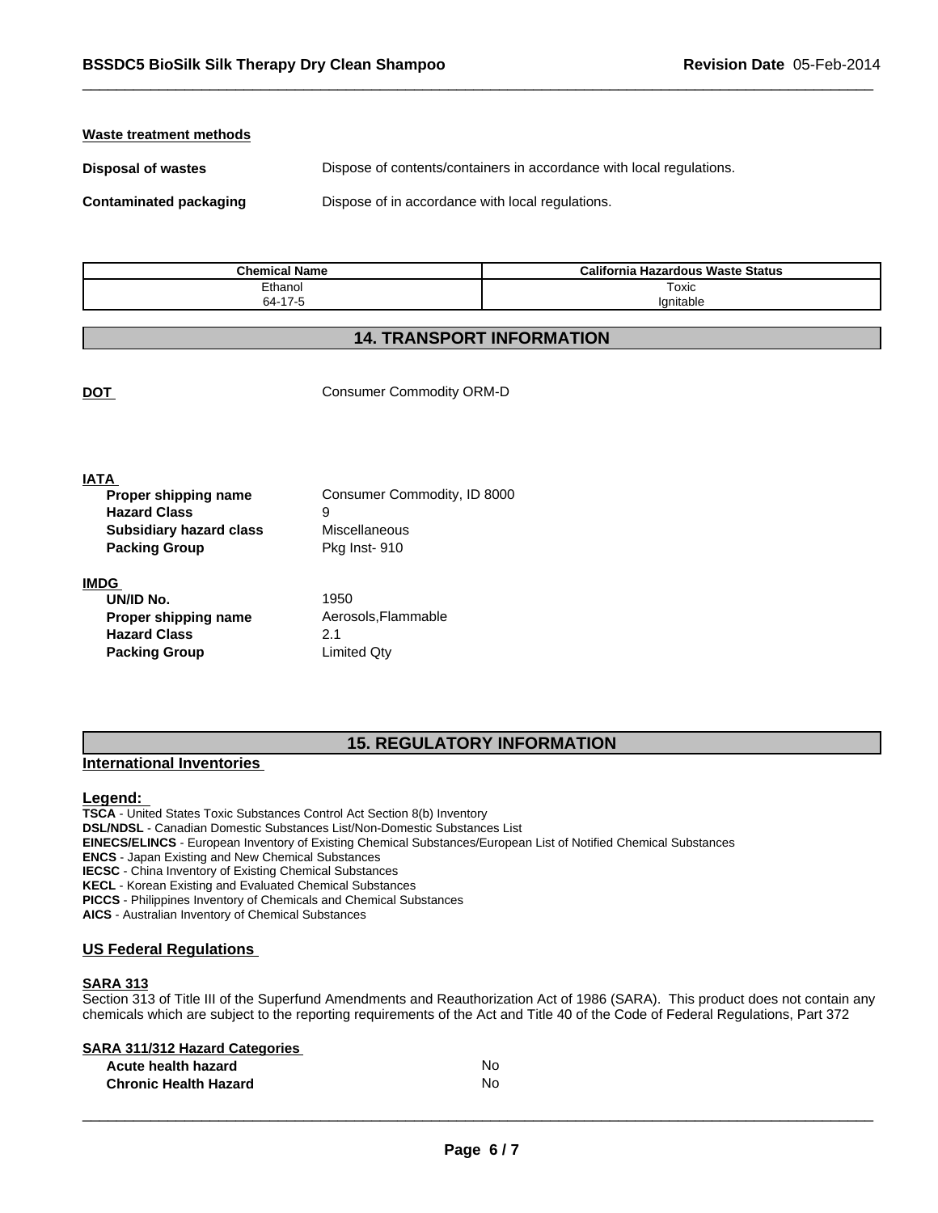**Waste treatment methods**

**Disposal of wastes** Dispose of contents/containers in accordance with local regulations.

**Contaminated packaging** Dispose of in accordance with local regulations.

| Chemical Name | California Hazardous Waste Status |
|---|---|
| Ethanol<br>64-17-5 | Toxic<br>Ignitable |

## 14. TRANSPORT INFORMATION

**DOT** Consumer Commodity ORM-D

**IATA**

| | |
|---|---|
| **Proper shipping name** | Consumer Commodity, ID 8000 |
| **Hazard Class** | 9 |
| **Subsidiary hazard class** | Miscellaneous |
| **Packing Group** | Pkg Inst- 910 |

**IMDG**

| | |
|---|---|
| **UN/ID No.** | 1950 |
| **Proper shipping name** | Aerosols,Flammable |
| **Hazard Class** | 2.1 |
| **Packing Group** | Limited Qty |

## 15. REGULATORY INFORMATION

### International Inventories

**Legend:**

**TSCA** - United States Toxic Substances Control Act Section 8(b) Inventory
**DSL/NDSL** - Canadian Domestic Substances List/Non-Domestic Substances List
**EINECS/ELINCS** - European Inventory of Existing Chemical Substances/European List of Notified Chemical Substances
**ENCS** - Japan Existing and New Chemical Substances
**IECSC** - China Inventory of Existing Chemical Substances
**KECL** - Korean Existing and Evaluated Chemical Substances
**PICCS** - Philippines Inventory of Chemicals and Chemical Substances
**AICS** - Australian Inventory of Chemical Substances

### US Federal Regulations

**SARA 313**
Section 313 of Title III of the Superfund Amendments and Reauthorization Act of 1986 (SARA). This product does not contain any chemicals which are subject to the reporting requirements of the Act and Title 40 of the Code of Federal Regulations, Part 372

**SARA 311/312 Hazard Categories**

| | |
|---|---|
| **Acute health hazard** | No |
| **Chronic Health Hazard** | No |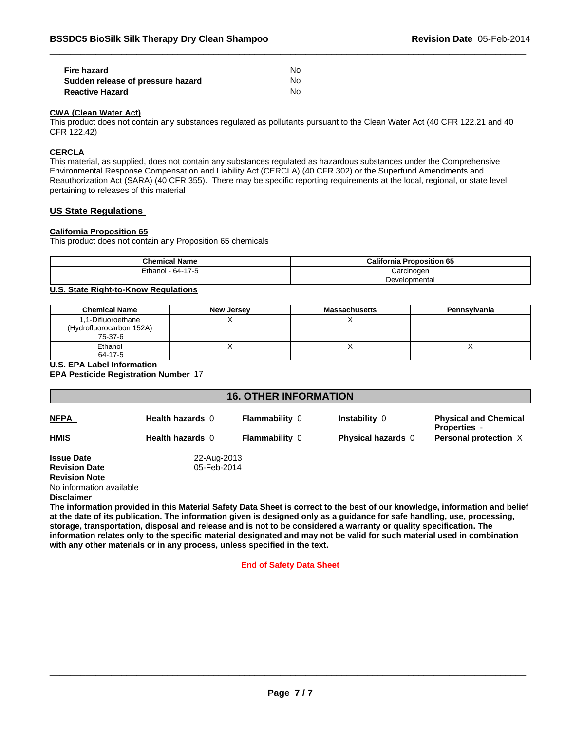| | |
|---|---|
| **Fire hazard** | No |
| **Sudden release of pressure hazard** | No |
| **Reactive Hazard** | No |

**CWA (Clean Water Act)**
This product does not contain any substances regulated as pollutants pursuant to the Clean Water Act (40 CFR 122.21 and 40 CFR 122.42)

**CERCLA**
This material, as supplied, does not contain any substances regulated as hazardous substances under the Comprehensive Environmental Response Compensation and Liability Act (CERCLA) (40 CFR 302) or the Superfund Amendments and Reauthorization Act (SARA) (40 CFR 355). There may be specific reporting requirements at the local, regional, or state level pertaining to releases of this material

## US State Regulations

**California Proposition 65**
This product does not contain any Proposition 65 chemicals

| Chemical Name | California Proposition 65 |
|---|---|
| Ethanol - 64-17-5 | Carcinogen<br>Developmental |

**U.S. State Right-to-Know Regulations**

| Chemical Name | New Jersey | Massachusetts | Pennsylvania |
|---|---|---|---|
| 1,1-Difluoroethane (Hydrofluorocarbon 152A)<br>75-37-6 | X | X | |
| Ethanol<br>64-17-5 | X | X | X |

**U.S. EPA Label Information**
**EPA Pesticide Registration Number** 17

## 16. OTHER INFORMATION

| | | | | |
|---|---|---|---|---|
| **NFPA** | **Health hazards** 0 | **Flammability** 0 | **Instability** 0 | **Physical and Chemical Properties** - |
| **HMIS** | **Health hazards** 0 | **Flammability** 0 | **Physical hazards** 0 | **Personal protection** X |

**Issue Date** 22-Aug-2013
**Revision Date** 05-Feb-2014
**Revision Note**
No information available

**Disclaimer**
**The information provided in this Material Safety Data Sheet is correct to the best of our knowledge, information and belief at the date of its publication. The information given is designed only as a guidance for safe handling, use, processing, storage, transportation, disposal and release and is not to be considered a warranty or quality specification. The information relates only to the specific material designated and may not be valid for such material used in combination with any other materials or in any process, unless specified in the text.**

**End of Safety Data Sheet**